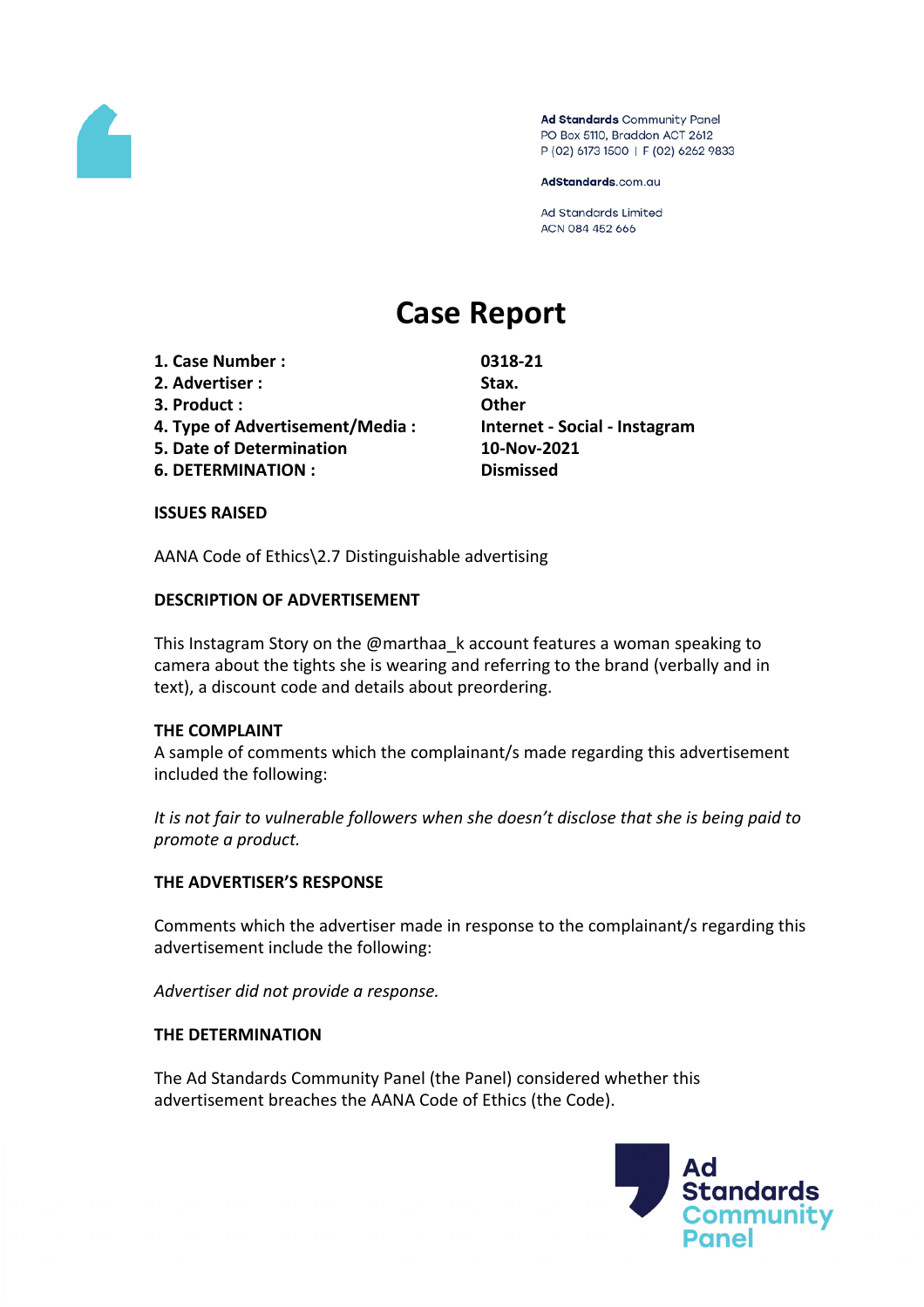Ad Standards Community Panel
PO Box 5110, Braddon ACT 2612
P (02) 6173 1500 | F (02) 6262 9833

AdStandards.com.au

Ad Standards Limited
ACN 084 452 666

# Case Report

| | |
|---|---|
| **1. Case Number :** | **0318-21** |
| **2. Advertiser :** | **Stax.** |
| **3. Product :** | **Other** |
| **4. Type of Advertisement/Media :** | **Internet - Social - Instagram** |
| **5. Date of Determination** | **10-Nov-2021** |
| **6. DETERMINATION :** | **Dismissed** |

### ISSUES RAISED

AANA Code of Ethics\2.7 Distinguishable advertising

### DESCRIPTION OF ADVERTISEMENT

This Instagram Story on the @marthaa_k account features a woman speaking to camera about the tights she is wearing and referring to the brand (verbally and in text), a discount code and details about preordering.

### THE COMPLAINT

A sample of comments which the complainant/s made regarding this advertisement included the following:

*It is not fair to vulnerable followers when she doesn't disclose that she is being paid to promote a product.*

### THE ADVERTISER'S RESPONSE

Comments which the advertiser made in response to the complainant/s regarding this advertisement include the following:

*Advertiser did not provide a response.*

### THE DETERMINATION

The Ad Standards Community Panel (the Panel) considered whether this advertisement breaches the AANA Code of Ethics (the Code).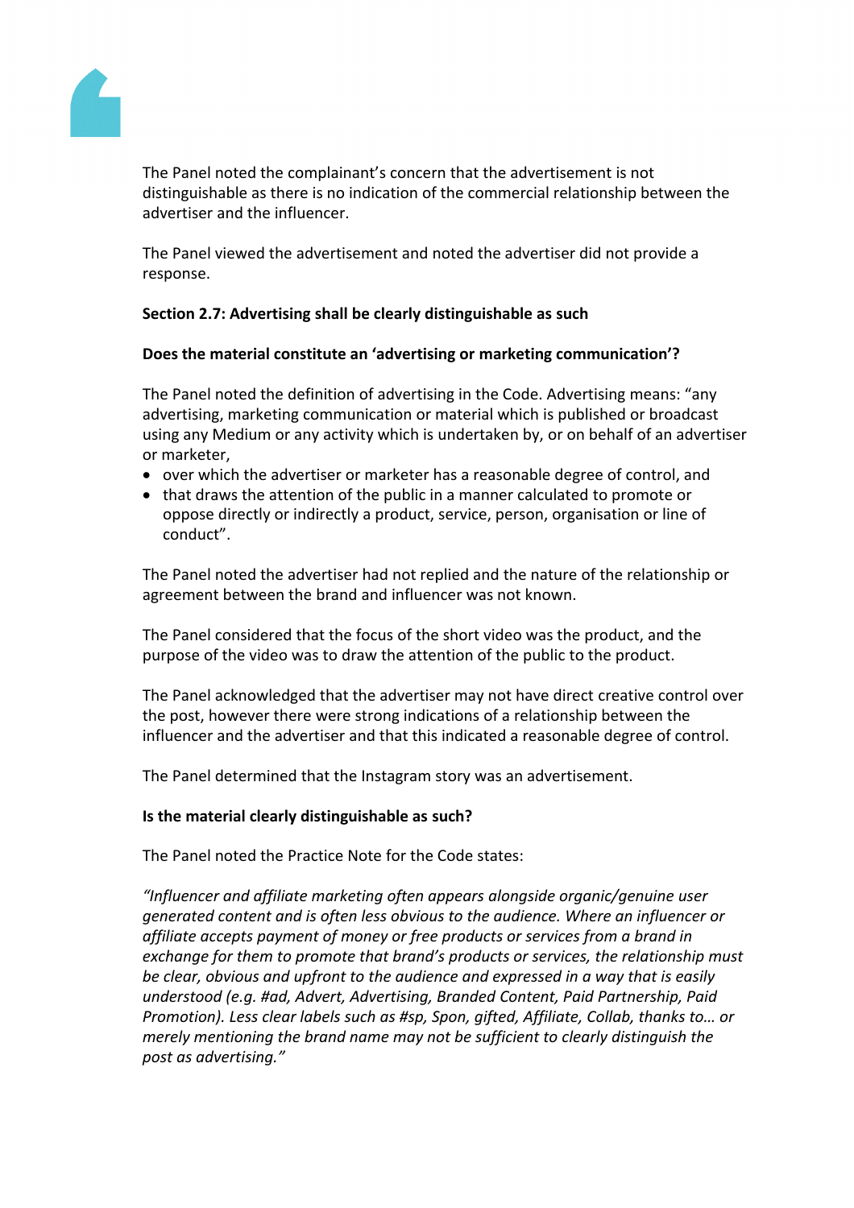The Panel noted the complainant's concern that the advertisement is not distinguishable as there is no indication of the commercial relationship between the advertiser and the influencer.

The Panel viewed the advertisement and noted the advertiser did not provide a response.

**Section 2.7: Advertising shall be clearly distinguishable as such**

**Does the material constitute an 'advertising or marketing communication'?**

The Panel noted the definition of advertising in the Code. Advertising means: "any advertising, marketing communication or material which is published or broadcast using any Medium or any activity which is undertaken by, or on behalf of an advertiser or marketer,

- over which the advertiser or marketer has a reasonable degree of control, and
- that draws the attention of the public in a manner calculated to promote or oppose directly or indirectly a product, service, person, organisation or line of conduct".

The Panel noted the advertiser had not replied and the nature of the relationship or agreement between the brand and influencer was not known.

The Panel considered that the focus of the short video was the product, and the purpose of the video was to draw the attention of the public to the product.

The Panel acknowledged that the advertiser may not have direct creative control over the post, however there were strong indications of a relationship between the influencer and the advertiser and that this indicated a reasonable degree of control.

The Panel determined that the Instagram story was an advertisement.

**Is the material clearly distinguishable as such?**

The Panel noted the Practice Note for the Code states:

*"Influencer and affiliate marketing often appears alongside organic/genuine user generated content and is often less obvious to the audience. Where an influencer or affiliate accepts payment of money or free products or services from a brand in exchange for them to promote that brand's products or services, the relationship must be clear, obvious and upfront to the audience and expressed in a way that is easily understood (e.g. #ad, Advert, Advertising, Branded Content, Paid Partnership, Paid Promotion). Less clear labels such as #sp, Spon, gifted, Affiliate, Collab, thanks to… or merely mentioning the brand name may not be sufficient to clearly distinguish the post as advertising."*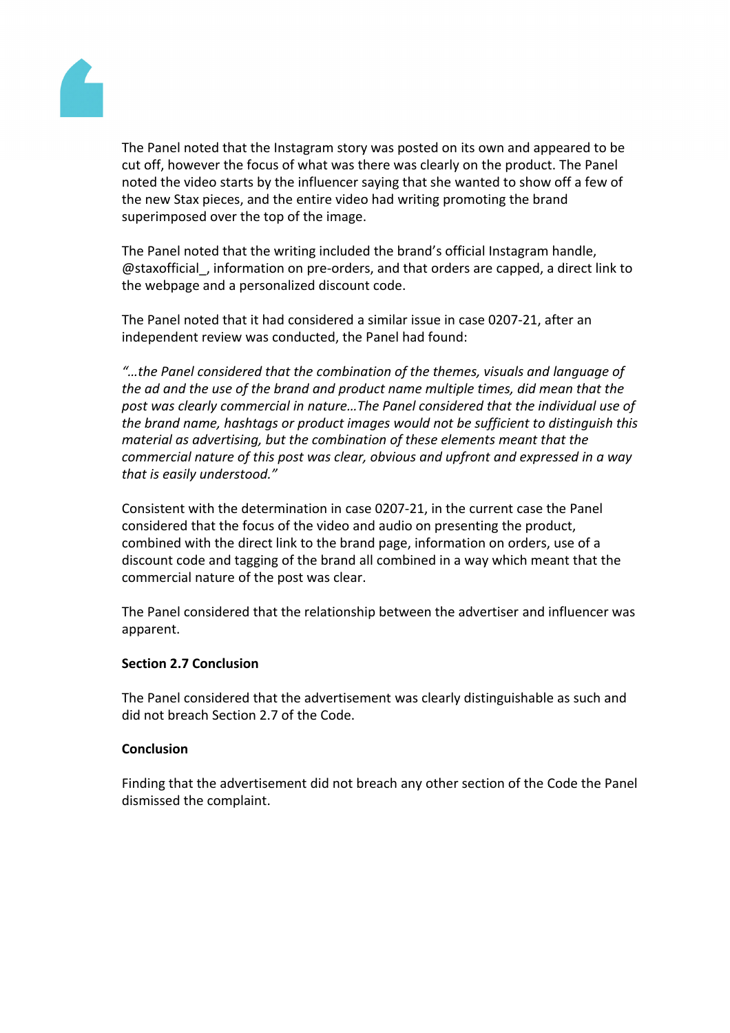The Panel noted that the Instagram story was posted on its own and appeared to be cut off, however the focus of what was there was clearly on the product. The Panel noted the video starts by the influencer saying that she wanted to show off a few of the new Stax pieces, and the entire video had writing promoting the brand superimposed over the top of the image.

The Panel noted that the writing included the brand's official Instagram handle, @staxofficial_, information on pre-orders, and that orders are capped, a direct link to the webpage and a personalized discount code.

The Panel noted that it had considered a similar issue in case 0207-21, after an independent review was conducted, the Panel had found:

*"…the Panel considered that the combination of the themes, visuals and language of the ad and the use of the brand and product name multiple times, did mean that the post was clearly commercial in nature…The Panel considered that the individual use of the brand name, hashtags or product images would not be sufficient to distinguish this material as advertising, but the combination of these elements meant that the commercial nature of this post was clear, obvious and upfront and expressed in a way that is easily understood."*

Consistent with the determination in case 0207-21, in the current case the Panel considered that the focus of the video and audio on presenting the product, combined with the direct link to the brand page, information on orders, use of a discount code and tagging of the brand all combined in a way which meant that the commercial nature of the post was clear.

The Panel considered that the relationship between the advertiser and influencer was apparent.

**Section 2.7 Conclusion**

The Panel considered that the advertisement was clearly distinguishable as such and did not breach Section 2.7 of the Code.

**Conclusion**

Finding that the advertisement did not breach any other section of the Code the Panel dismissed the complaint.